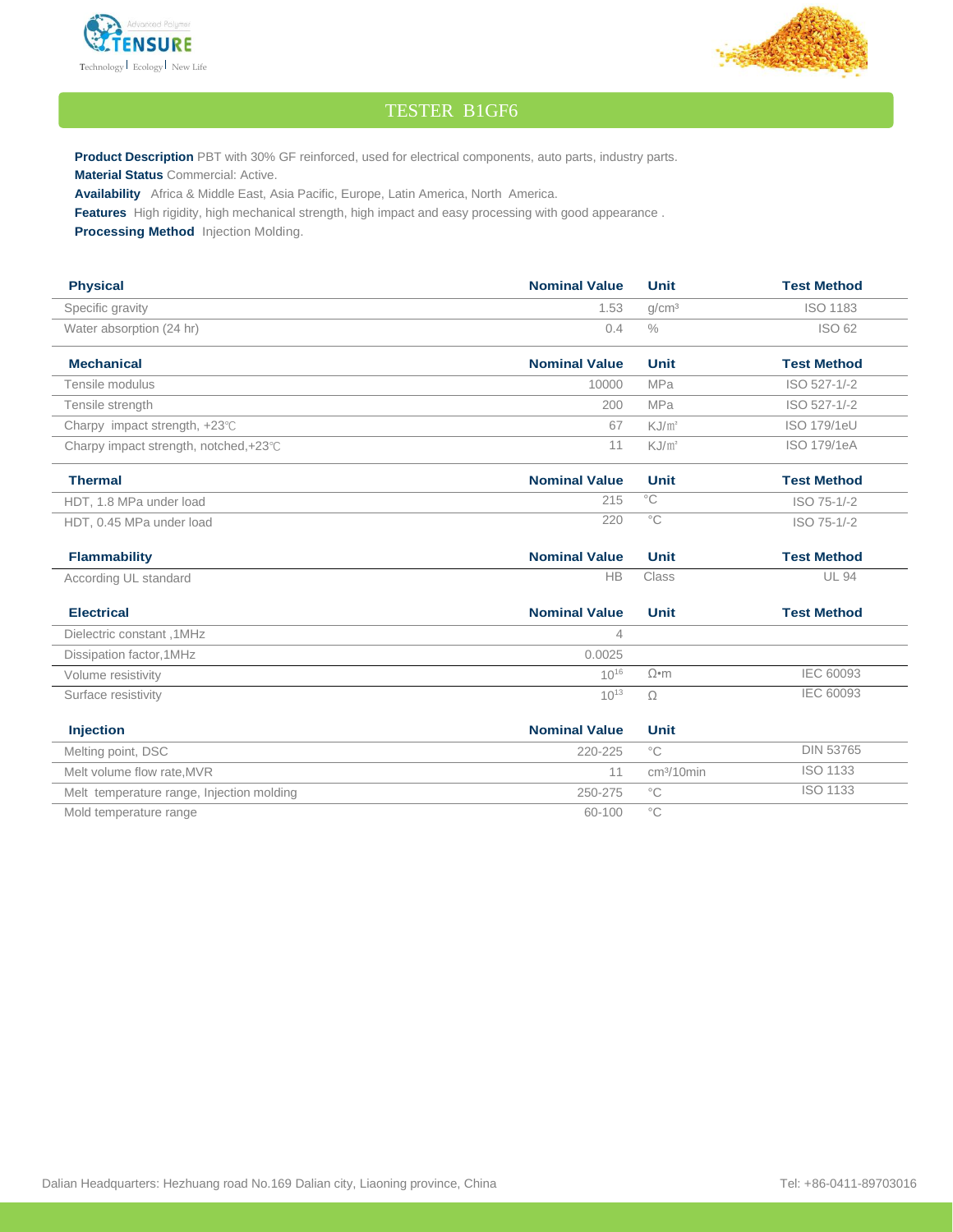# TESTER B1GF6

**Product Description** PBT with 30% GF reinforced, used for electrical components, auto parts, industry parts.

**Material Status** Commercial: Active.

**Availability** Africa & Middle East, Asia Pacific, Europe, Latin America, North America.

**Features** High rigidity, high mechanical strength, high impact and easy processing with good appearance .

**Processing Method** Injection Molding.

| Physical | Nominal Value | Unit | Test Method |
|---|---|---|---|
| Specific gravity | 1.53 | g/cm³ | ISO 1183 |
| Water absorption (24 hr) | 0.4 | % | ISO 62 |

| Mechanical | Nominal Value | Unit | Test Method |
|---|---|---|---|
| Tensile modulus | 10000 | MPa | ISO 527-1/-2 |
| Tensile strength | 200 | MPa | ISO 527-1/-2 |
| Charpy impact strength, +23℃ | 67 | KJ/㎡ | ISO 179/1eU |
| Charpy impact strength, notched,+23℃ | 11 | KJ/㎡ | ISO 179/1eA |

| Thermal | Nominal Value | Unit | Test Method |
|---|---|---|---|
| HDT, 1.8 MPa under load | 215 | °C | ISO 75-1/-2 |
| HDT, 0.45 MPa under load | 220 | °C | ISO 75-1/-2 |

| Flammability | Nominal Value | Unit | Test Method |
|---|---|---|---|
| According UL standard | HB | Class | UL 94 |

| Electrical | Nominal Value | Unit | Test Method |
|---|---|---|---|
| Dielectric constant ,1MHz | 4 | | |
| Dissipation factor,1MHz | 0.0025 | | |
| Volume resistivity | $10^{16}$ | Ω•m | IEC 60093 |
| Surface resistivity | $10^{13}$ | Ω | IEC 60093 |

| Injection | Nominal Value | Unit | |
|---|---|---|---|
| Melting point, DSC | 220-225 | °C | DIN 53765 |
| Melt volume flow rate,MVR | 11 | cm³/10min | ISO 1133 |
| Melt temperature range, Injection molding | 250-275 | °C | ISO 1133 |
| Mold temperature range | 60-100 | °C | |

Dalian Headquarters: Hezhuang road No.169 Dalian city, Liaoning province, China

Tel: +86-0411-89703016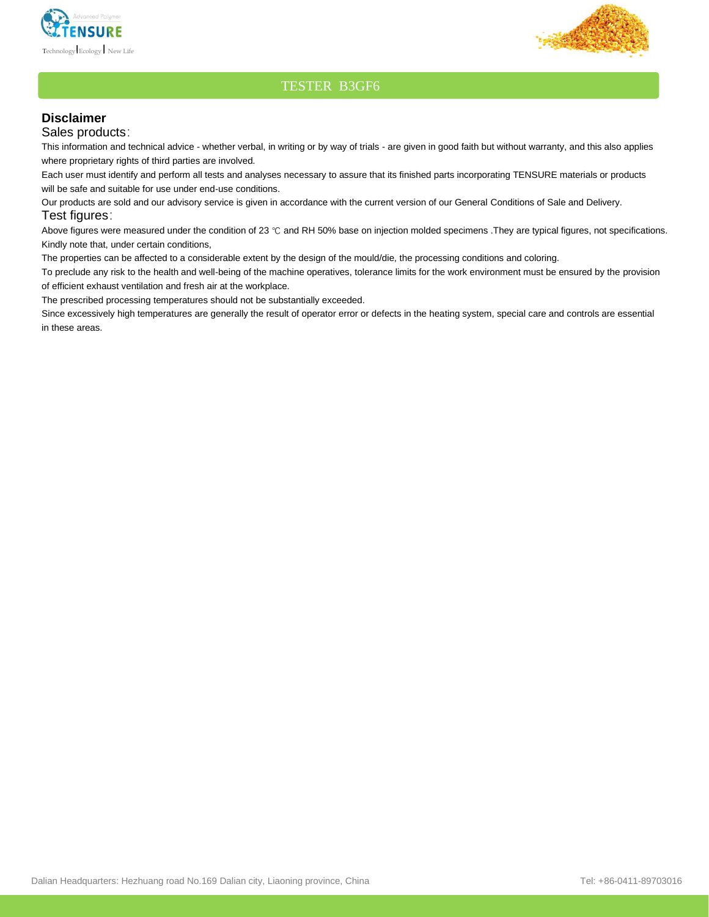# TESTER B3GF6

## Disclaimer

### Sales products:

This information and technical advice - whether verbal, in writing or by way of trials - are given in good faith but without warranty, and this also applies where proprietary rights of third parties are involved.

Each user must identify and perform all tests and analyses necessary to assure that its finished parts incorporating TENSURE materials or products will be safe and suitable for use under end-use conditions.

Our products are sold and our advisory service is given in accordance with the current version of our General Conditions of Sale and Delivery.

### Test figures:

Above figures were measured under the condition of 23 ℃ and RH 50% base on injection molded specimens .They are typical figures, not specifications. Kindly note that, under certain conditions,

The properties can be affected to a considerable extent by the design of the mould/die, the processing conditions and coloring.

To preclude any risk to the health and well-being of the machine operatives, tolerance limits for the work environment must be ensured by the provision of efficient exhaust ventilation and fresh air at the workplace.

The prescribed processing temperatures should not be substantially exceeded.

Since excessively high temperatures are generally the result of operator error or defects in the heating system, special care and controls are essential in these areas.